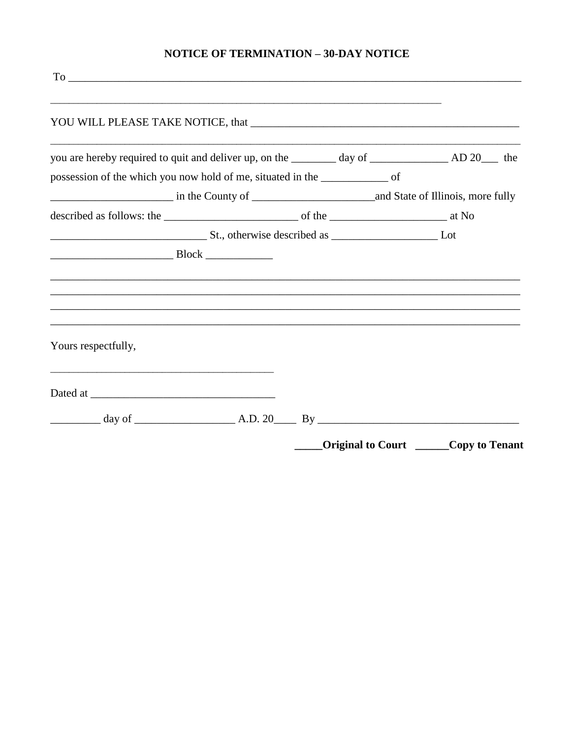**NOTICE OF TERMINATION – 30-DAY NOTICE**

To ___________________________________________________________________________________

_________________________________________________________________________

YOU WILL PLEASE TAKE NOTICE, that _______________________________________________

_______________________________________________________________________________________

you are hereby required to quit and deliver up, on the ________ day of ______________ AD 20___ the possession of the which you now hold of me, situated in the ____________ of ______________________ in the County of ______________________and State of Illinois, more fully described as follows: the ________________________ of the _____________________ at No ____________________________ St., otherwise described as ___________________ Lot ______________________ Block ____________

_______________________________________________________________________________________

_______________________________________________________________________________________

_______________________________________________________________________________________

_______________________________________________________________________________________

Yours respectfully,

_________________________________________

Dated at _________________________________

_________ day of __________________ A.D. 20____ By ___________________________________

**_____Original to Court ______Copy to Tenant**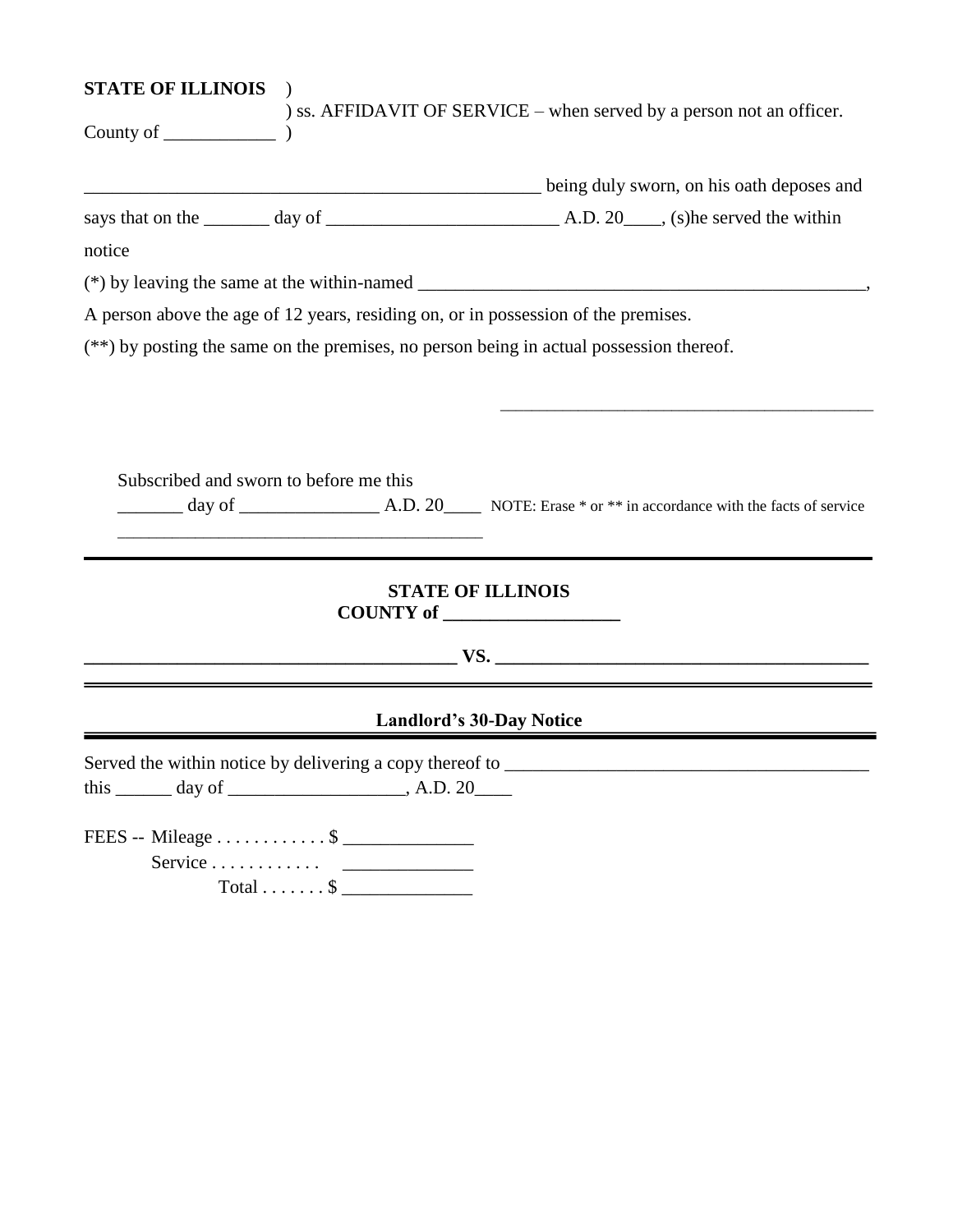**STATE OF ILLINOIS** )
) ss. AFFIDAVIT OF SERVICE – when served by a person not an officer.
County of ____________ )

_________________________________________________ being duly sworn, on his oath deposes and says that on the _______ day of ________________________ A.D. 20____, (s)he served the within notice

(*) by leaving the same at the within-named _________________________________________________,

A person above the age of 12 years, residing on, or in possession of the premises.

(**) by posting the same on the premises, no person being in actual possession thereof.

_________________________________________

Subscribed and sworn to before me this
_______ day of _______________ A.D. 20____ NOTE: Erase * or ** in accordance with the facts of service

_________________________________________

---

**STATE OF ILLINOIS**
**COUNTY of __________________**

**______________________________________ VS. ______________________________________**

---

**Landlord's 30-Day Notice**

---

Served the within notice by delivering a copy thereof to _______________________________________
this ______ day of __________________, A.D. 20____

FEES -- Mileage . . . . . . . . . . . . $ _____________
Service . . . . . . . . . . . . _____________
Total . . . . . . . $ _____________